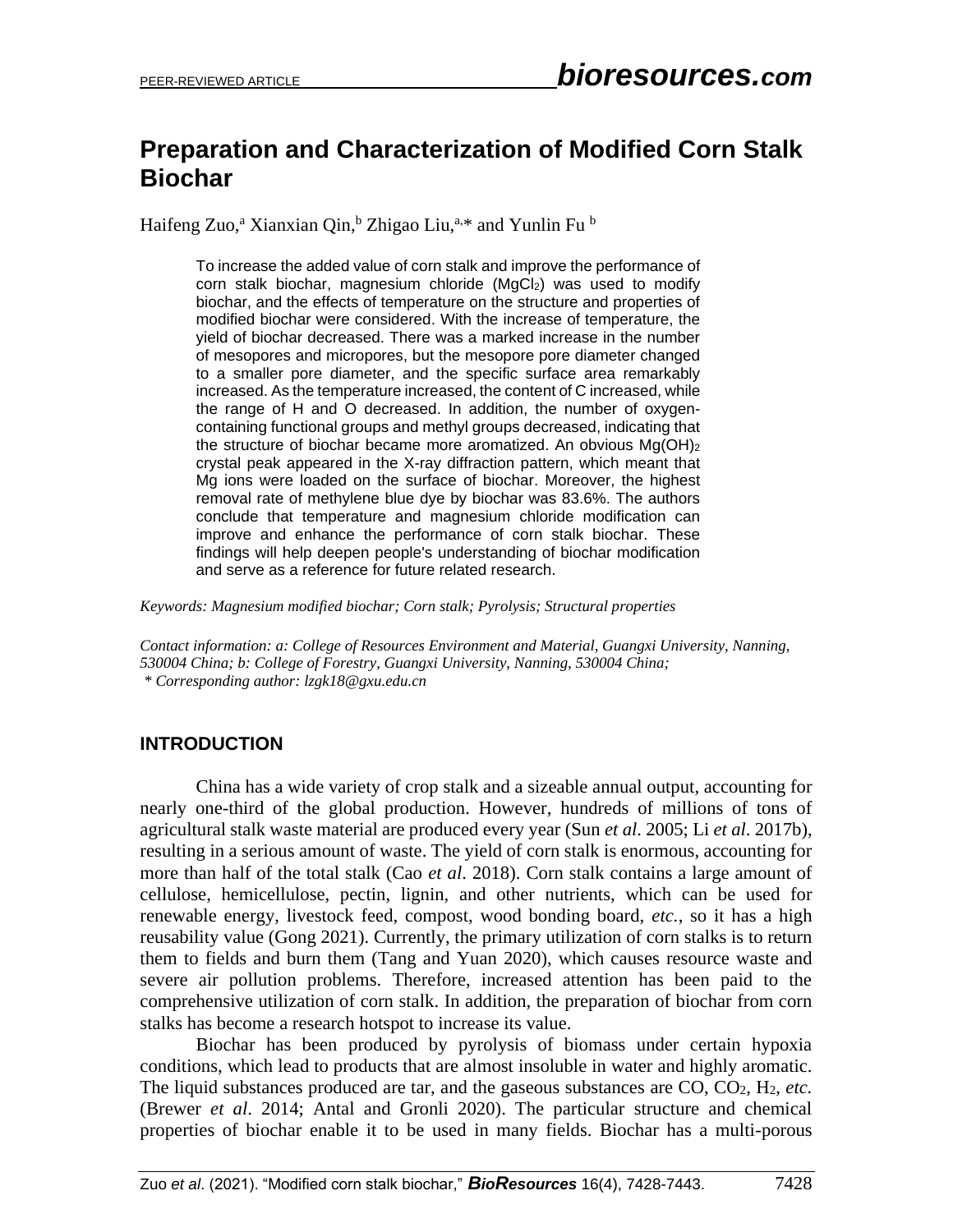# Preparation and Characterization of Modified Corn Stalk Biochar

Haifeng Zuo,[a] Xianxian Qin,[b] Zhigao Liu,[a,*] and Yunlin Fu [b]

To increase the added value of corn stalk and improve the performance of corn stalk biochar, magnesium chloride ($MgCl_2$) was used to modify biochar, and the effects of temperature on the structure and properties of modified biochar were considered. With the increase of temperature, the yield of biochar decreased. There was a marked increase in the number of mesopores and micropores, but the mesopore pore diameter changed to a smaller pore diameter, and the specific surface area remarkably increased. As the temperature increased, the content of C increased, while the range of H and O decreased. In addition, the number of oxygen-containing functional groups and methyl groups decreased, indicating that the structure of biochar became more aromatized. An obvious $Mg(OH)_2$ crystal peak appeared in the X-ray diffraction pattern, which meant that Mg ions were loaded on the surface of biochar. Moreover, the highest removal rate of methylene blue dye by biochar was 83.6%. The authors conclude that temperature and magnesium chloride modification can improve and enhance the performance of corn stalk biochar. These findings will help deepen people's understanding of biochar modification and serve as a reference for future related research.

*Keywords: Magnesium modified biochar; Corn stalk; Pyrolysis; Structural properties*

*Contact information: a: College of Resources Environment and Material, Guangxi University, Nanning, 530004 China; b: College of Forestry, Guangxi University, Nanning, 530004 China;*
*\* Corresponding author: lzgk18@gxu.edu.cn*

## INTRODUCTION

China has a wide variety of crop stalk and a sizeable annual output, accounting for nearly one-third of the global production. However, hundreds of millions of tons of agricultural stalk waste material are produced every year (Sun *et al*. 2005; Li *et al*. 2017b), resulting in a serious amount of waste. The yield of corn stalk is enormous, accounting for more than half of the total stalk (Cao *et al*. 2018). Corn stalk contains a large amount of cellulose, hemicellulose, pectin, lignin, and other nutrients, which can be used for renewable energy, livestock feed, compost, wood bonding board, *etc.*, so it has a high reusability value (Gong 2021). Currently, the primary utilization of corn stalks is to return them to fields and burn them (Tang and Yuan 2020), which causes resource waste and severe air pollution problems. Therefore, increased attention has been paid to the comprehensive utilization of corn stalk. In addition, the preparation of biochar from corn stalks has become a research hotspot to increase its value.

Biochar has been produced by pyrolysis of biomass under certain hypoxia conditions, which lead to products that are almost insoluble in water and highly aromatic. The liquid substances produced are tar, and the gaseous substances are CO, $CO_2$, $H_2$, *etc.* (Brewer *et al*. 2014; Antal and Gronli 2020). The particular structure and chemical properties of biochar enable it to be used in many fields. Biochar has a multi-porous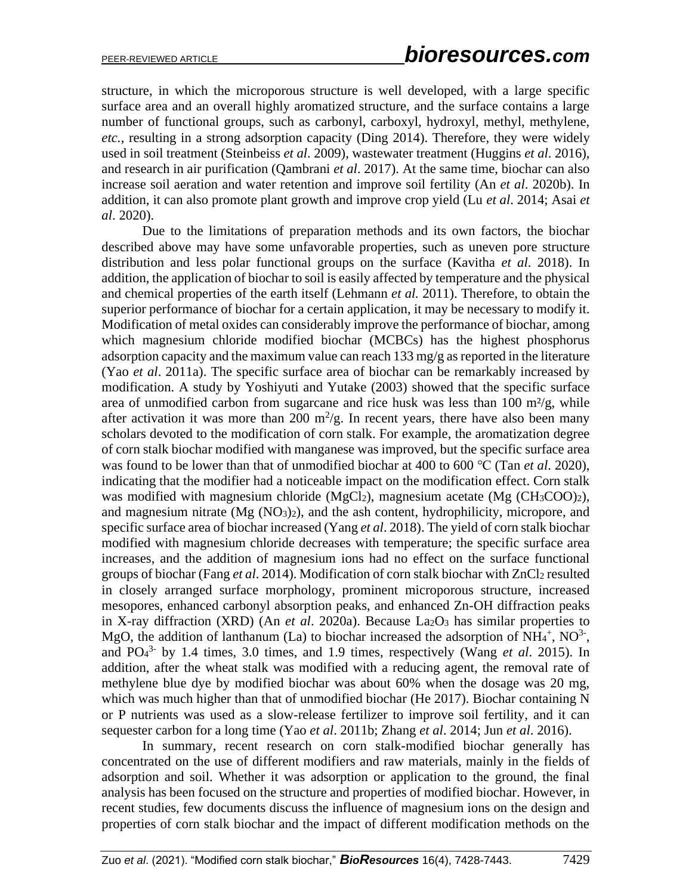structure, in which the microporous structure is well developed, with a large specific surface area and an overall highly aromatized structure, and the surface contains a large number of functional groups, such as carbonyl, carboxyl, hydroxyl, methyl, methylene, *etc.*, resulting in a strong adsorption capacity (Ding 2014). Therefore, they were widely used in soil treatment (Steinbeiss *et al*. 2009), wastewater treatment (Huggins *et al*. 2016), and research in air purification (Qambrani *et al*. 2017). At the same time, biochar can also increase soil aeration and water retention and improve soil fertility (An *et al*. 2020b). In addition, it can also promote plant growth and improve crop yield (Lu *et al*. 2014; Asai *et al*. 2020).

Due to the limitations of preparation methods and its own factors, the biochar described above may have some unfavorable properties, such as uneven pore structure distribution and less polar functional groups on the surface (Kavitha *et al*. 2018). In addition, the application of biochar to soil is easily affected by temperature and the physical and chemical properties of the earth itself (Lehmann *et al.* 2011). Therefore, to obtain the superior performance of biochar for a certain application, it may be necessary to modify it. Modification of metal oxides can considerably improve the performance of biochar, among which magnesium chloride modified biochar (MCBCs) has the highest phosphorus adsorption capacity and the maximum value can reach 133 mg/g as reported in the literature (Yao *et al*. 2011a). The specific surface area of biochar can be remarkably increased by modification. A study by Yoshiyuti and Yutake (2003) showed that the specific surface area of unmodified carbon from sugarcane and rice husk was less than 100 m²/g, while after activation it was more than 200 $m^2$/g. In recent years, there have also been many scholars devoted to the modification of corn stalk. For example, the aromatization degree of corn stalk biochar modified with manganese was improved, but the specific surface area was found to be lower than that of unmodified biochar at 400 to 600 °C (Tan *et al*. 2020), indicating that the modifier had a noticeable impact on the modification effect. Corn stalk was modified with magnesium chloride ($MgCl_2$), magnesium acetate ($Mg(CH_3COO)_2$), and magnesium nitrate ($Mg(NO_3)_2$), and the ash content, hydrophilicity, micropore, and specific surface area of biochar increased (Yang *et al*. 2018). The yield of corn stalk biochar modified with magnesium chloride decreases with temperature; the specific surface area increases, and the addition of magnesium ions had no effect on the surface functional groups of biochar (Fang *et al*. 2014). Modification of corn stalk biochar with $ZnCl_2$ resulted in closely arranged surface morphology, prominent microporous structure, increased mesopores, enhanced carbonyl absorption peaks, and enhanced Zn-OH diffraction peaks in X-ray diffraction (XRD) (An *et al*. 2020a). Because $La_2O_3$ has similar properties to MgO, the addition of lanthanum (La) to biochar increased the adsorption of $NH_4^+$, $NO^{3-}$, and $PO_4^{3-}$ by 1.4 times, 3.0 times, and 1.9 times, respectively (Wang *et al*. 2015). In addition, after the wheat stalk was modified with a reducing agent, the removal rate of methylene blue dye by modified biochar was about 60% when the dosage was 20 mg, which was much higher than that of unmodified biochar (He 2017). Biochar containing N or P nutrients was used as a slow-release fertilizer to improve soil fertility, and it can sequester carbon for a long time (Yao *et al*. 2011b; Zhang *et al*. 2014; Jun *et al*. 2016).

In summary, recent research on corn stalk-modified biochar generally has concentrated on the use of different modifiers and raw materials, mainly in the fields of adsorption and soil. Whether it was adsorption or application to the ground, the final analysis has been focused on the structure and properties of modified biochar. However, in recent studies, few documents discuss the influence of magnesium ions on the design and properties of corn stalk biochar and the impact of different modification methods on the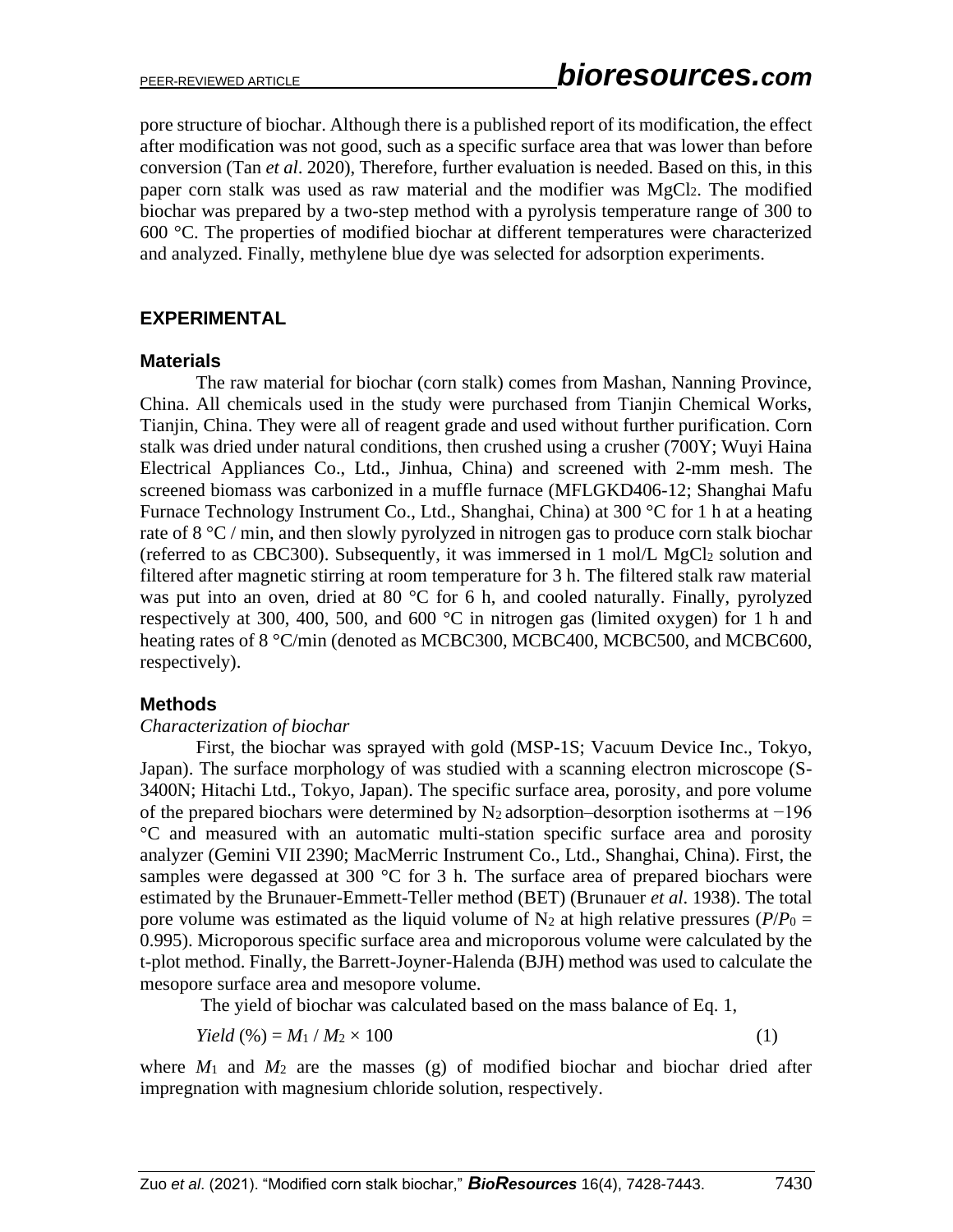pore structure of biochar. Although there is a published report of its modification, the effect after modification was not good, such as a specific surface area that was lower than before conversion (Tan *et al*. 2020), Therefore, further evaluation is needed. Based on this, in this paper corn stalk was used as raw material and the modifier was $MgCl_2$. The modified biochar was prepared by a two-step method with a pyrolysis temperature range of 300 to 600 °C. The properties of modified biochar at different temperatures were characterized and analyzed. Finally, methylene blue dye was selected for adsorption experiments.

## EXPERIMENTAL

### Materials

The raw material for biochar (corn stalk) comes from Mashan, Nanning Province, China. All chemicals used in the study were purchased from Tianjin Chemical Works, Tianjin, China. They were all of reagent grade and used without further purification. Corn stalk was dried under natural conditions, then crushed using a crusher (700Y; Wuyi Haina Electrical Appliances Co., Ltd., Jinhua, China) and screened with 2-mm mesh. The screened biomass was carbonized in a muffle furnace (MFLGKD406-12; Shanghai Mafu Furnace Technology Instrument Co., Ltd., Shanghai, China) at 300 °C for 1 h at a heating rate of 8 °C / min, and then slowly pyrolyzed in nitrogen gas to produce corn stalk biochar (referred to as CBC300). Subsequently, it was immersed in 1 mol/L $MgCl_2$ solution and filtered after magnetic stirring at room temperature for 3 h. The filtered stalk raw material was put into an oven, dried at 80 °C for 6 h, and cooled naturally. Finally, pyrolyzed respectively at 300, 400, 500, and 600 °C in nitrogen gas (limited oxygen) for 1 h and heating rates of 8 °C/min (denoted as MCBC300, MCBC400, MCBC500, and MCBC600, respectively).

### Methods

*Characterization of biochar*

First, the biochar was sprayed with gold (MSP-1S; Vacuum Device Inc., Tokyo, Japan). The surface morphology of was studied with a scanning electron microscope (S-3400N; Hitachi Ltd., Tokyo, Japan). The specific surface area, porosity, and pore volume of the prepared biochars were determined by $N_2$ adsorption–desorption isotherms at −196 °C and measured with an automatic multi-station specific surface area and porosity analyzer (Gemini VII 2390; MacMerric Instrument Co., Ltd., Shanghai, China). First, the samples were degassed at 300 °C for 3 h. The surface area of prepared biochars were estimated by the Brunauer-Emmett-Teller method (BET) (Brunauer *et al*. 1938). The total pore volume was estimated as the liquid volume of $N_2$ at high relative pressures ($P/P_0$ = 0.995). Microporous specific surface area and microporous volume were calculated by the t-plot method. Finally, the Barrett-Joyner-Halenda (BJH) method was used to calculate the mesopore surface area and mesopore volume.

The yield of biochar was calculated based on the mass balance of Eq. 1,

$$Yield\ (\%) = M_1 / M_2 \times 100 \tag{1}$$

where $M_1$ and $M_2$ are the masses (g) of modified biochar and biochar dried after impregnation with magnesium chloride solution, respectively.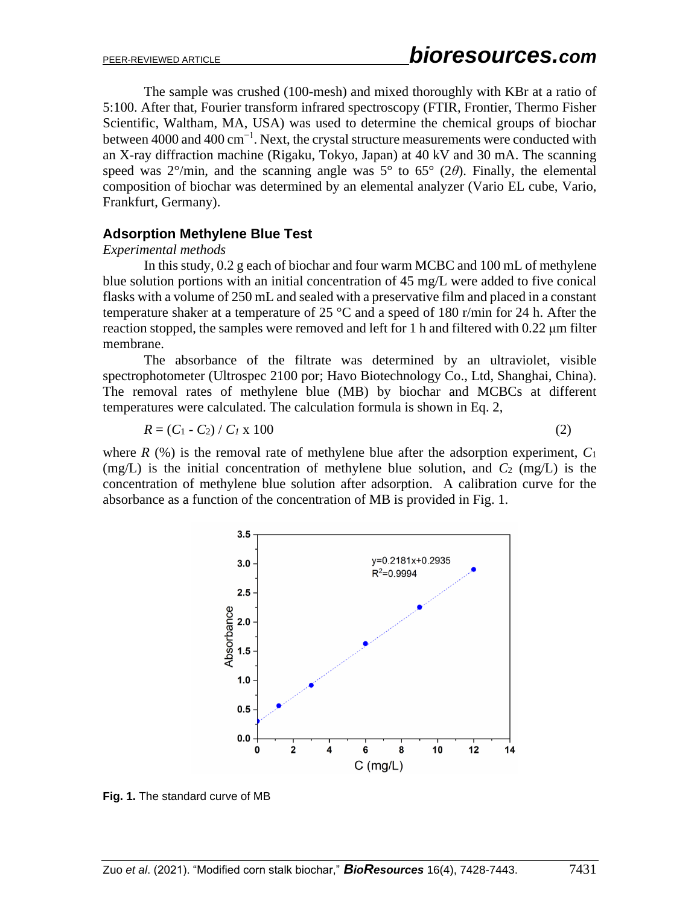The sample was crushed (100-mesh) and mixed thoroughly with KBr at a ratio of 5:100. After that, Fourier transform infrared spectroscopy (FTIR, Frontier, Thermo Fisher Scientific, Waltham, MA, USA) was used to determine the chemical groups of biochar between 4000 and 400 $cm^{-1}$. Next, the crystal structure measurements were conducted with an X-ray diffraction machine (Rigaku, Tokyo, Japan) at 40 kV and 30 mA. The scanning speed was 2°/min, and the scanning angle was 5° to 65° ($2\theta$). Finally, the elemental composition of biochar was determined by an elemental analyzer (Vario EL cube, Vario, Frankfurt, Germany).

### Adsorption Methylene Blue Test

*Experimental methods*

In this study, 0.2 g each of biochar and four warm MCBC and 100 mL of methylene blue solution portions with an initial concentration of 45 mg/L were added to five conical flasks with a volume of 250 mL and sealed with a preservative film and placed in a constant temperature shaker at a temperature of 25 °C and a speed of 180 r/min for 24 h. After the reaction stopped, the samples were removed and left for 1 h and filtered with 0.22 μm filter membrane.

The absorbance of the filtrate was determined by an ultraviolet, visible spectrophotometer (Ultrospec 2100 por; Havo Biotechnology Co., Ltd, Shanghai, China). The removal rates of methylene blue (MB) by biochar and MCBCs at different temperatures were calculated. The calculation formula is shown in Eq. 2,

$$R = (C_1 - C_2) / C_1 \times 100 \tag{2}$$

where $R$ (%) is the removal rate of methylene blue after the adsorption experiment, $C_1$ (mg/L) is the initial concentration of methylene blue solution, and $C_2$ (mg/L) is the concentration of methylene blue solution after adsorption. A calibration curve for the absorbance as a function of the concentration of MB is provided in Fig. 1.

**Fig. 1.** The standard curve of MB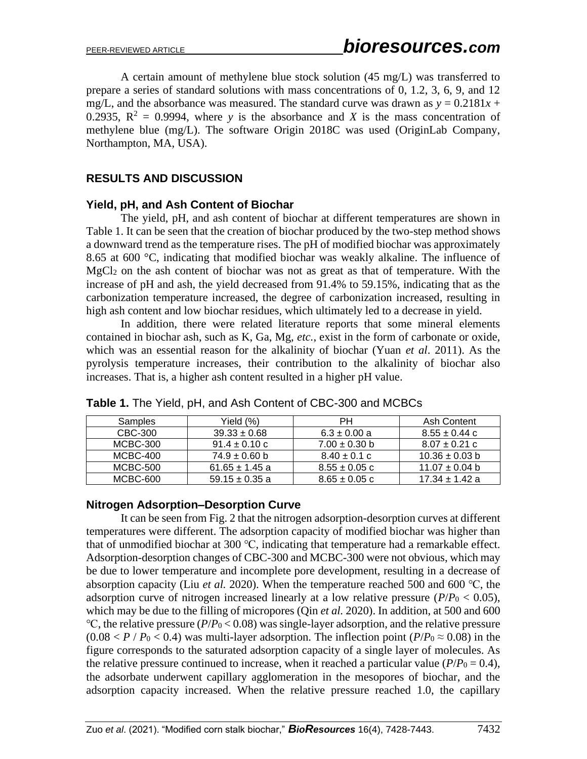A certain amount of methylene blue stock solution (45 mg/L) was transferred to prepare a series of standard solutions with mass concentrations of 0, 1.2, 3, 6, 9, and 12 mg/L, and the absorbance was measured. The standard curve was drawn as $y = 0.2181x + 0.2935$, $R^2 = 0.9994$, where $y$ is the absorbance and $X$ is the mass concentration of methylene blue (mg/L). The software Origin 2018C was used (OriginLab Company, Northampton, MA, USA).

## RESULTS AND DISCUSSION

### Yield, pH, and Ash Content of Biochar

The yield, pH, and ash content of biochar at different temperatures are shown in Table 1. It can be seen that the creation of biochar produced by the two-step method shows a downward trend as the temperature rises. The pH of modified biochar was approximately 8.65 at 600 °C, indicating that modified biochar was weakly alkaline. The influence of $MgCl_2$ on the ash content of biochar was not as great as that of temperature. With the increase of pH and ash, the yield decreased from 91.4% to 59.15%, indicating that as the carbonization temperature increased, the degree of carbonization increased, resulting in high ash content and low biochar residues, which ultimately led to a decrease in yield.

In addition, there were related literature reports that some mineral elements contained in biochar ash, such as K, Ga, Mg, *etc.*, exist in the form of carbonate or oxide, which was an essential reason for the alkalinity of biochar (Yuan *et al*. 2011). As the pyrolysis temperature increases, their contribution to the alkalinity of biochar also increases. That is, a higher ash content resulted in a higher pH value.

**Table 1.** The Yield, pH, and Ash Content of CBC-300 and MCBCs

| Samples | Yield (%) | PH | Ash Content |
|---|---|---|---|
| CBC-300 | 39.33 ± 0.68 | 6.3 ± 0.00 a | 8.55 ± 0.44 c |
| MCBC-300 | 91.4 ± 0.10 c | 7.00 ± 0.30 b | 8.07 ± 0.21 c |
| MCBC-400 | 74.9 ± 0.60 b | 8.40 ± 0.1 c | 10.36 ± 0.03 b |
| MCBC-500 | 61.65 ± 1.45 a | 8.55 ± 0.05 c | 11.07 ± 0.04 b |
| MCBC-600 | 59.15 ± 0.35 a | 8.65 ± 0.05 c | 17.34 ± 1.42 a |

### Nitrogen Adsorption–Desorption Curve

It can be seen from Fig. 2 that the nitrogen adsorption-desorption curves at different temperatures were different. The adsorption capacity of modified biochar was higher than that of unmodified biochar at 300 °C, indicating that temperature had a remarkable effect. Adsorption-desorption changes of CBC-300 and MCBC-300 were not obvious, which may be due to lower temperature and incomplete pore development, resulting in a decrease of absorption capacity (Liu *et al.* 2020). When the temperature reached 500 and 600 °C, the adsorption curve of nitrogen increased linearly at a low relative pressure ($P/P_0 < 0.05$), which may be due to the filling of micropores (Qin *et al.* 2020). In addition, at 500 and 600 °C, the relative pressure ($P/P_0 < 0.08$) was single-layer adsorption, and the relative pressure ($0.08 < P / P_0 < 0.4$) was multi-layer adsorption. The inflection point ($P/P_0 \approx 0.08$) in the figure corresponds to the saturated adsorption capacity of a single layer of molecules. As the relative pressure continued to increase, when it reached a particular value ($P/P_0 = 0.4$), the adsorbate underwent capillary agglomeration in the mesopores of biochar, and the adsorption capacity increased. When the relative pressure reached 1.0, the capillary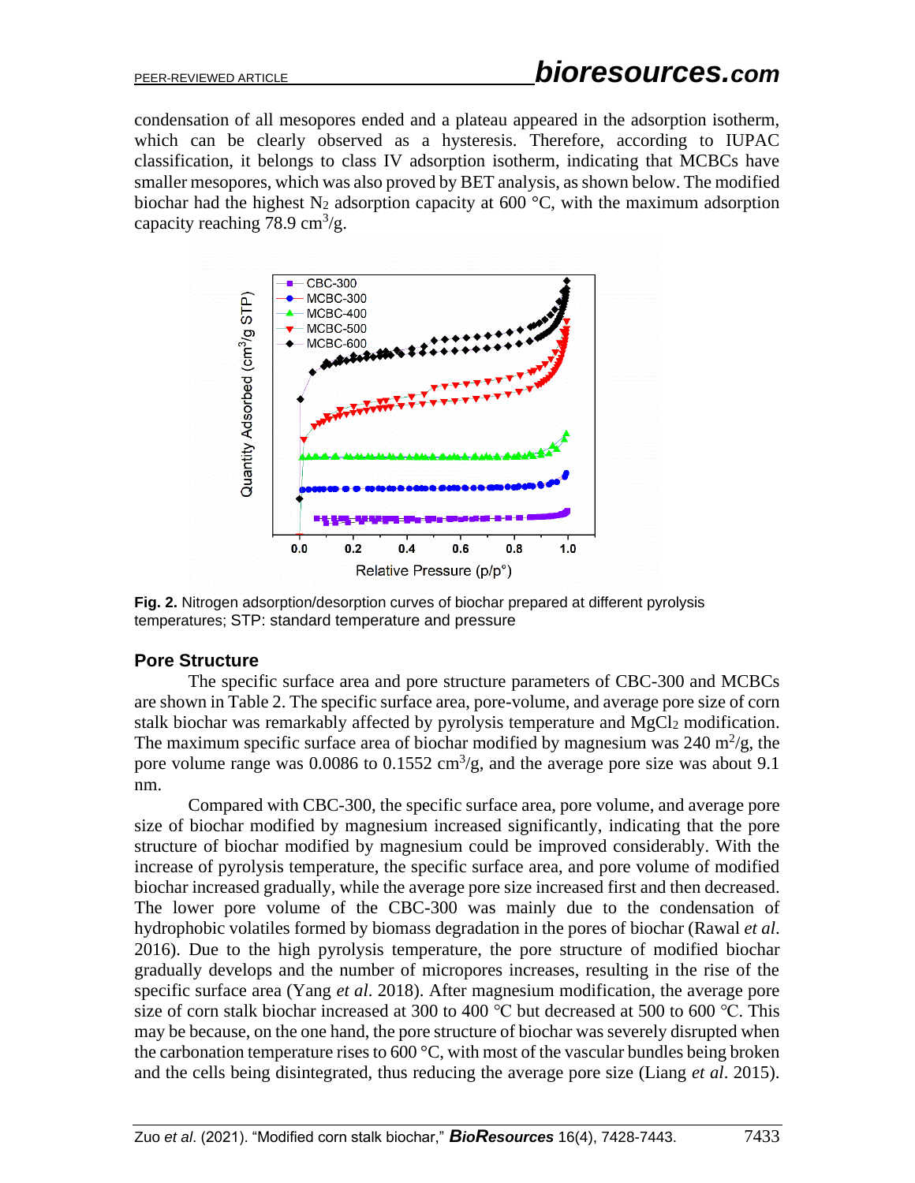condensation of all mesopores ended and a plateau appeared in the adsorption isotherm, which can be clearly observed as a hysteresis. Therefore, according to IUPAC classification, it belongs to class IV adsorption isotherm, indicating that MCBCs have smaller mesopores, which was also proved by BET analysis, as shown below. The modified biochar had the highest $N_2$ adsorption capacity at 600 °C, with the maximum adsorption capacity reaching 78.9 $cm^3$/g.

**Fig. 2.** Nitrogen adsorption/desorption curves of biochar prepared at different pyrolysis temperatures; STP: standard temperature and pressure

## Pore Structure

The specific surface area and pore structure parameters of CBC-300 and MCBCs are shown in Table 2. The specific surface area, pore-volume, and average pore size of corn stalk biochar was remarkably affected by pyrolysis temperature and $MgCl_2$ modification. The maximum specific surface area of biochar modified by magnesium was 240 $m^2$/g, the pore volume range was 0.0086 to 0.1552 $cm^3$/g, and the average pore size was about 9.1 nm.

Compared with CBC-300, the specific surface area, pore volume, and average pore size of biochar modified by magnesium increased significantly, indicating that the pore structure of biochar modified by magnesium could be improved considerably. With the increase of pyrolysis temperature, the specific surface area, and pore volume of modified biochar increased gradually, while the average pore size increased first and then decreased. The lower pore volume of the CBC-300 was mainly due to the condensation of hydrophobic volatiles formed by biomass degradation in the pores of biochar (Rawal *et al*. 2016). Due to the high pyrolysis temperature, the pore structure of modified biochar gradually develops and the number of micropores increases, resulting in the rise of the specific surface area (Yang *et al*. 2018). After magnesium modification, the average pore size of corn stalk biochar increased at 300 to 400 °C but decreased at 500 to 600 °C. This may be because, on the one hand, the pore structure of biochar was severely disrupted when the carbonation temperature rises to 600 °C, with most of the vascular bundles being broken and the cells being disintegrated, thus reducing the average pore size (Liang *et al*. 2015).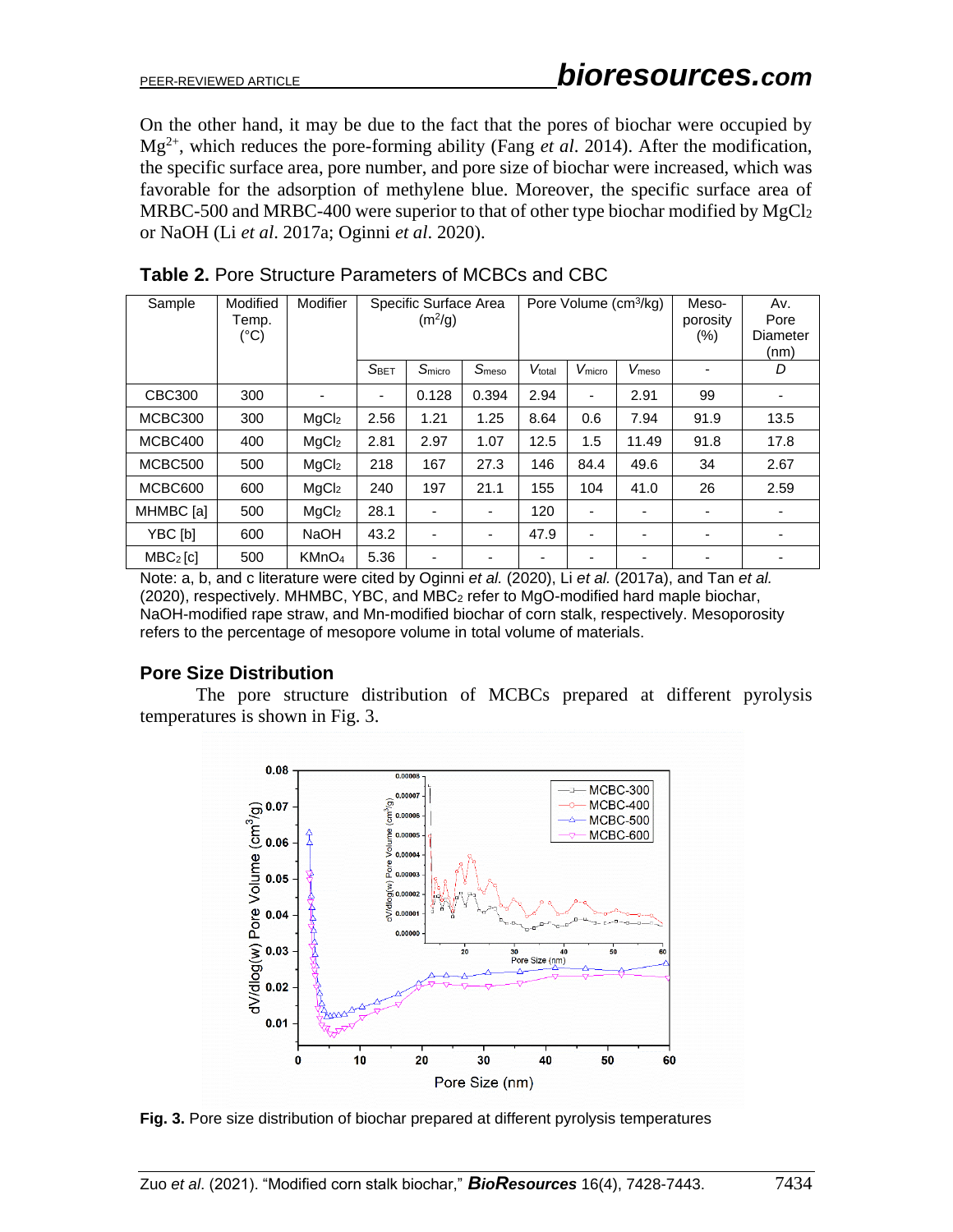On the other hand, it may be due to the fact that the pores of biochar were occupied by $Mg^{2+}$, which reduces the pore-forming ability (Fang *et al*. 2014). After the modification, the specific surface area, pore number, and pore size of biochar were increased, which was favorable for the adsorption of methylene blue. Moreover, the specific surface area of MRBC-500 and MRBC-400 were superior to that of other type biochar modified by $MgCl_2$ or NaOH (Li *et al*. 2017a; Oginni *et al*. 2020).

**Table 2.** Pore Structure Parameters of MCBCs and CBC

| Sample | Modified Temp. (°C) | Modifier | Specific Surface Area ($m^2$/g) | | | Pore Volume ($cm^3$/kg) | | | Meso-porosity (%) | Av. Pore Diameter (nm) |
|---|---|---|---|---|---|---|---|---|---|---|
| | | | $S_{BET}$ | $S_{micro}$ | $S_{meso}$ | $V_{total}$ | $V_{micro}$ | $V_{meso}$ | - | $D$ |
| CBC300 | 300 | - | - | 0.128 | 0.394 | 2.94 | - | 2.91 | 99 | - |
| MCBC300 | 300 | $MgCl_2$ | 2.56 | 1.21 | 1.25 | 8.64 | 0.6 | 7.94 | 91.9 | 13.5 |
| MCBC400 | 400 | $MgCl_2$ | 2.81 | 2.97 | 1.07 | 12.5 | 1.5 | 11.49 | 91.8 | 17.8 |
| MCBC500 | 500 | $MgCl_2$ | 218 | 167 | 27.3 | 146 | 84.4 | 49.6 | 34 | 2.67 |
| MCBC600 | 600 | $MgCl_2$ | 240 | 197 | 21.1 | 155 | 104 | 41.0 | 26 | 2.59 |
| MHMBC [a] | 500 | $MgCl_2$ | 28.1 | - | - | 120 | - | - | - | - |
| YBC [b] | 600 | NaOH | 43.2 | - | - | 47.9 | - | - | - | - |
| $MBC_2$ [c] | 500 | $KMnO_4$ | 5.36 | - | - | - | - | - | - | - |

Note: a, b, and c literature were cited by Oginni *et al.* (2020), Li *et al.* (2017a), and Tan *et al.* (2020), respectively. MHMBC, YBC, and $MBC_2$ refer to MgO-modified hard maple biochar, NaOH-modified rape straw, and Mn-modified biochar of corn stalk, respectively. Mesoporosity refers to the percentage of mesopore volume in total volume of materials.

### Pore Size Distribution

The pore structure distribution of MCBCs prepared at different pyrolysis temperatures is shown in Fig. 3.

**Fig. 3.** Pore size distribution of biochar prepared at different pyrolysis temperatures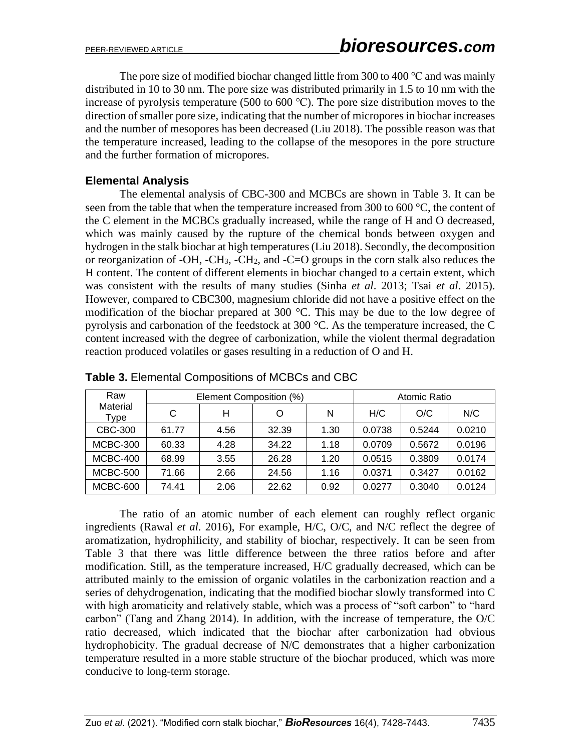The pore size of modified biochar changed little from 300 to 400 ℃ and was mainly distributed in 10 to 30 nm. The pore size was distributed primarily in 1.5 to 10 nm with the increase of pyrolysis temperature (500 to 600 ℃). The pore size distribution moves to the direction of smaller pore size, indicating that the number of micropores in biochar increases and the number of mesopores has been decreased (Liu 2018). The possible reason was that the temperature increased, leading to the collapse of the mesopores in the pore structure and the further formation of micropores.

### Elemental Analysis

The elemental analysis of CBC-300 and MCBCs are shown in Table 3. It can be seen from the table that when the temperature increased from 300 to 600 °C, the content of the C element in the MCBCs gradually increased, while the range of H and O decreased, which was mainly caused by the rupture of the chemical bonds between oxygen and hydrogen in the stalk biochar at high temperatures (Liu 2018). Secondly, the decomposition or reorganization of -OH, $-CH_3$, $-CH_2$, and -C=O groups in the corn stalk also reduces the H content. The content of different elements in biochar changed to a certain extent, which was consistent with the results of many studies (Sinha *et al*. 2013; Tsai *et al*. 2015). However, compared to CBC300, magnesium chloride did not have a positive effect on the modification of the biochar prepared at 300 °C. This may be due to the low degree of pyrolysis and carbonation of the feedstock at 300 °C. As the temperature increased, the C content increased with the degree of carbonization, while the violent thermal degradation reaction produced volatiles or gases resulting in a reduction of O and H.

**Table 3.** Elemental Compositions of MCBCs and CBC

| Raw Material Type | Element Composition (%) | | | | Atomic Ratio | | |
|---|---|---|---|---|---|---|---|
| | C | H | O | N | H/C | O/C | N/C |
| CBC-300 | 61.77 | 4.56 | 32.39 | 1.30 | 0.0738 | 0.5244 | 0.0210 |
| MCBC-300 | 60.33 | 4.28 | 34.22 | 1.18 | 0.0709 | 0.5672 | 0.0196 |
| MCBC-400 | 68.99 | 3.55 | 26.28 | 1.20 | 0.0515 | 0.3809 | 0.0174 |
| MCBC-500 | 71.66 | 2.66 | 24.56 | 1.16 | 0.0371 | 0.3427 | 0.0162 |
| MCBC-600 | 74.41 | 2.06 | 22.62 | 0.92 | 0.0277 | 0.3040 | 0.0124 |

The ratio of an atomic number of each element can roughly reflect organic ingredients (Rawal *et al*. 2016), For example, H/C, O/C, and N/C reflect the degree of aromatization, hydrophilicity, and stability of biochar, respectively. It can be seen from Table 3 that there was little difference between the three ratios before and after modification. Still, as the temperature increased, H/C gradually decreased, which can be attributed mainly to the emission of organic volatiles in the carbonization reaction and a series of dehydrogenation, indicating that the modified biochar slowly transformed into C with high aromaticity and relatively stable, which was a process of "soft carbon" to "hard carbon" (Tang and Zhang 2014). In addition, with the increase of temperature, the O/C ratio decreased, which indicated that the biochar after carbonization had obvious hydrophobicity. The gradual decrease of N/C demonstrates that a higher carbonization temperature resulted in a more stable structure of the biochar produced, which was more conducive to long-term storage.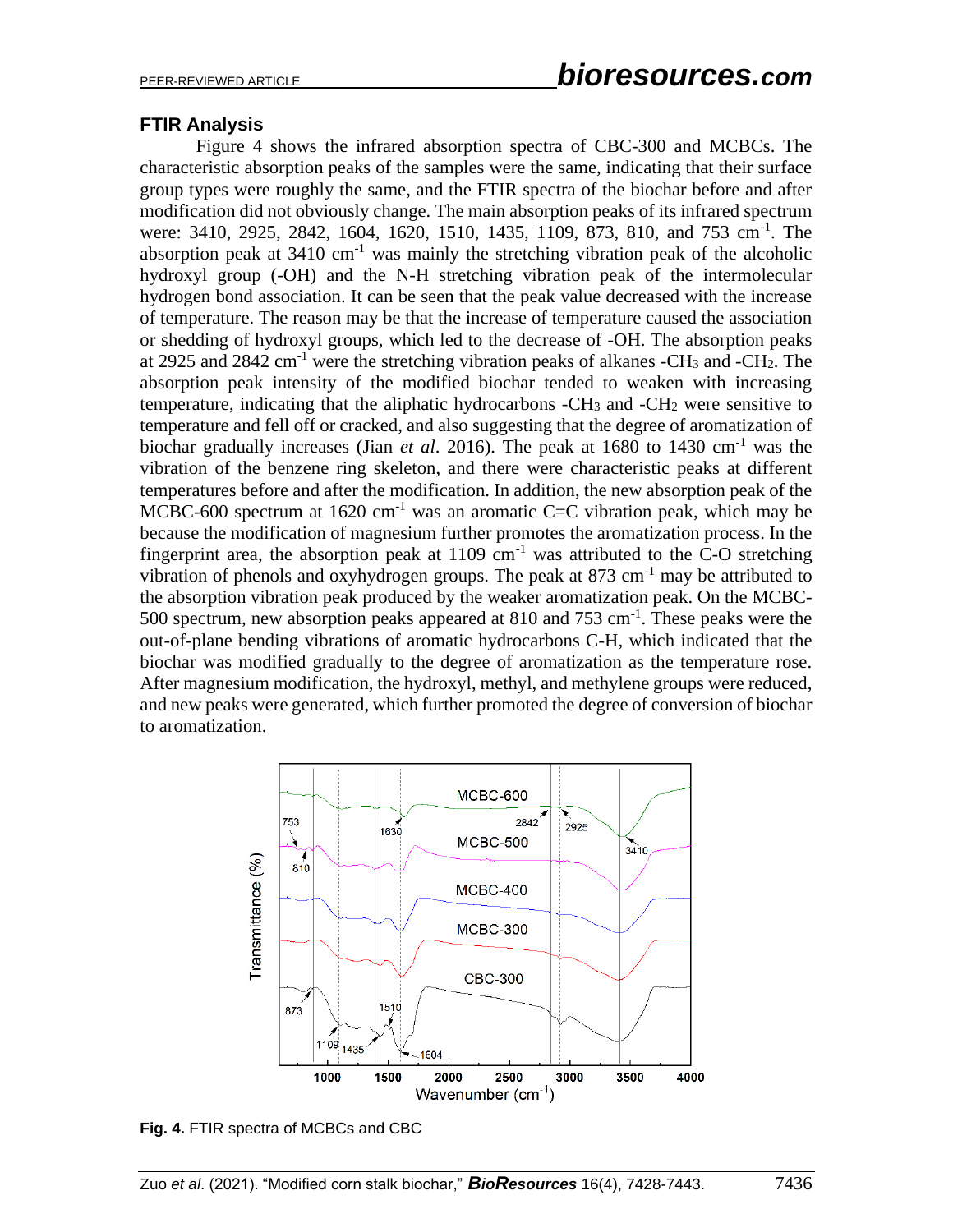## FTIR Analysis

Figure 4 shows the infrared absorption spectra of CBC-300 and MCBCs. The characteristic absorption peaks of the samples were the same, indicating that their surface group types were roughly the same, and the FTIR spectra of the biochar before and after modification did not obviously change. The main absorption peaks of its infrared spectrum were: 3410, 2925, 2842, 1604, 1620, 1510, 1435, 1109, 873, 810, and 753 $cm^{-1}$. The absorption peak at 3410 $cm^{-1}$ was mainly the stretching vibration peak of the alcoholic hydroxyl group (-OH) and the N-H stretching vibration peak of the intermolecular hydrogen bond association. It can be seen that the peak value decreased with the increase of temperature. The reason may be that the increase of temperature caused the association or shedding of hydroxyl groups, which led to the decrease of -OH. The absorption peaks at 2925 and 2842 $cm^{-1}$ were the stretching vibration peaks of alkanes $-CH_3$ and $-CH_2$. The absorption peak intensity of the modified biochar tended to weaken with increasing temperature, indicating that the aliphatic hydrocarbons $-CH_3$ and $-CH_2$ were sensitive to temperature and fell off or cracked, and also suggesting that the degree of aromatization of biochar gradually increases (Jian *et al*. 2016). The peak at 1680 to 1430 $cm^{-1}$ was the vibration of the benzene ring skeleton, and there were characteristic peaks at different temperatures before and after the modification. In addition, the new absorption peak of the MCBC-600 spectrum at 1620 $cm^{-1}$ was an aromatic C=C vibration peak, which may be because the modification of magnesium further promotes the aromatization process. In the fingerprint area, the absorption peak at 1109 $cm^{-1}$ was attributed to the C-O stretching vibration of phenols and oxyhydrogen groups. The peak at 873 $cm^{-1}$ may be attributed to the absorption vibration peak produced by the weaker aromatization peak. On the MCBC-500 spectrum, new absorption peaks appeared at 810 and 753 $cm^{-1}$. These peaks were the out-of-plane bending vibrations of aromatic hydrocarbons C-H, which indicated that the biochar was modified gradually to the degree of aromatization as the temperature rose. After magnesium modification, the hydroxyl, methyl, and methylene groups were reduced, and new peaks were generated, which further promoted the degree of conversion of biochar to aromatization.

**Fig. 4.** FTIR spectra of MCBCs and CBC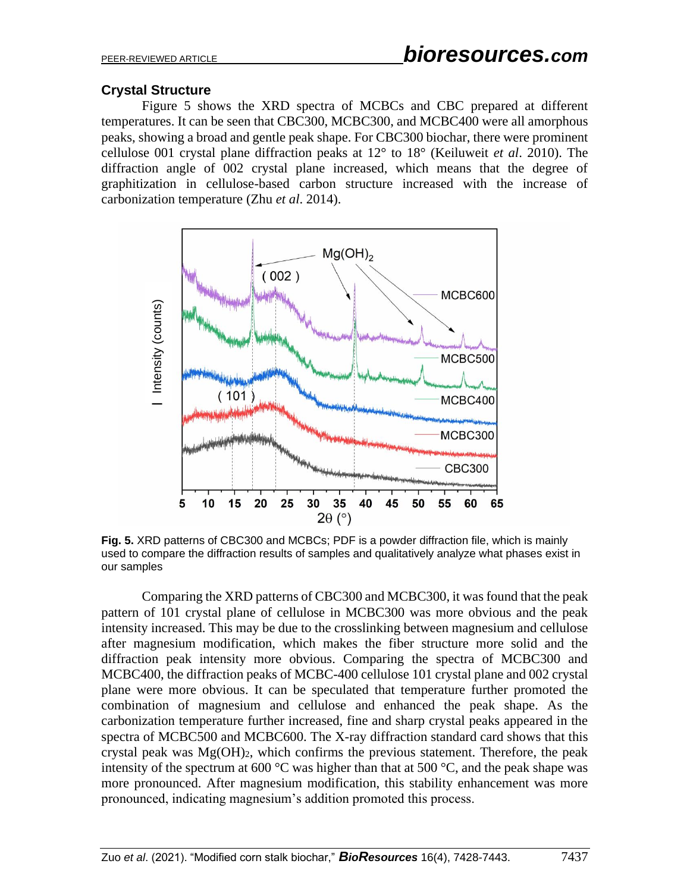### Crystal Structure

Figure 5 shows the XRD spectra of MCBCs and CBC prepared at different temperatures. It can be seen that CBC300, MCBC300, and MCBC400 were all amorphous peaks, showing a broad and gentle peak shape. For CBC300 biochar, there were prominent cellulose 001 crystal plane diffraction peaks at 12° to 18° (Keiluweit *et al*. 2010). The diffraction angle of 002 crystal plane increased, which means that the degree of graphitization in cellulose-based carbon structure increased with the increase of carbonization temperature (Zhu *et al*. 2014).

**Fig. 5.** XRD patterns of CBC300 and MCBCs; PDF is a powder diffraction file, which is mainly used to compare the diffraction results of samples and qualitatively analyze what phases exist in our samples

Comparing the XRD patterns of CBC300 and MCBC300, it was found that the peak pattern of 101 crystal plane of cellulose in MCBC300 was more obvious and the peak intensity increased. This may be due to the crosslinking between magnesium and cellulose after magnesium modification, which makes the fiber structure more solid and the diffraction peak intensity more obvious. Comparing the spectra of MCBC300 and MCBC400, the diffraction peaks of MCBC-400 cellulose 101 crystal plane and 002 crystal plane were more obvious. It can be speculated that temperature further promoted the combination of magnesium and cellulose and enhanced the peak shape. As the carbonization temperature further increased, fine and sharp crystal peaks appeared in the spectra of MCBC500 and MCBC600. The X-ray diffraction standard card shows that this crystal peak was $Mg(OH)_2$, which confirms the previous statement. Therefore, the peak intensity of the spectrum at 600 °C was higher than that at 500 °C, and the peak shape was more pronounced. After magnesium modification, this stability enhancement was more pronounced, indicating magnesium's addition promoted this process.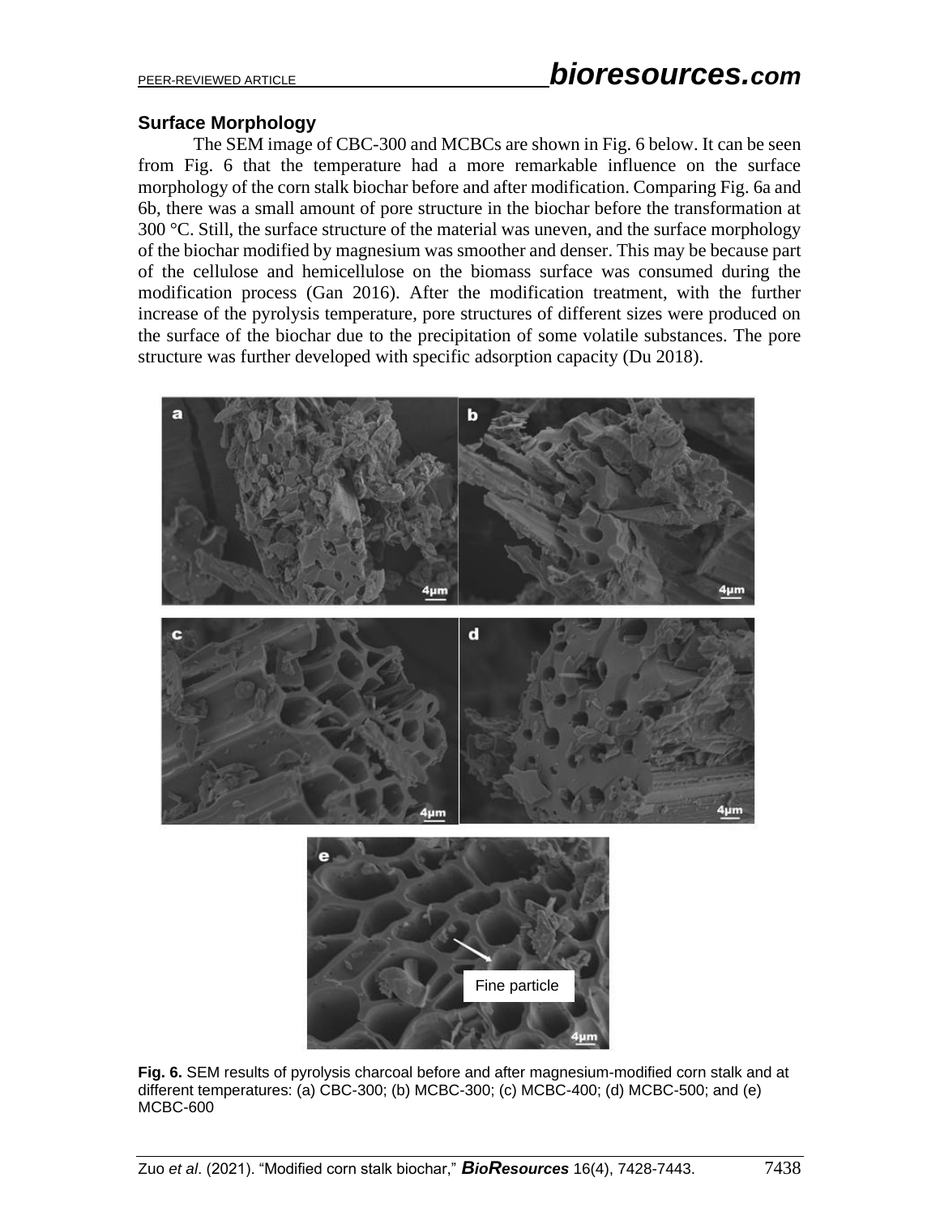### Surface Morphology

The SEM image of CBC-300 and MCBCs are shown in Fig. 6 below. It can be seen from Fig. 6 that the temperature had a more remarkable influence on the surface morphology of the corn stalk biochar before and after modification. Comparing Fig. 6a and 6b, there was a small amount of pore structure in the biochar before the transformation at 300 °C. Still, the surface structure of the material was uneven, and the surface morphology of the biochar modified by magnesium was smoother and denser. This may be because part of the cellulose and hemicellulose on the biomass surface was consumed during the modification process (Gan 2016). After the modification treatment, with the further increase of the pyrolysis temperature, pore structures of different sizes were produced on the surface of the biochar due to the precipitation of some volatile substances. The pore structure was further developed with specific adsorption capacity (Du 2018).

**Fig. 6.** SEM results of pyrolysis charcoal before and after magnesium-modified corn stalk and at different temperatures: (a) CBC-300; (b) MCBC-300; (c) MCBC-400; (d) MCBC-500; and (e) MCBC-600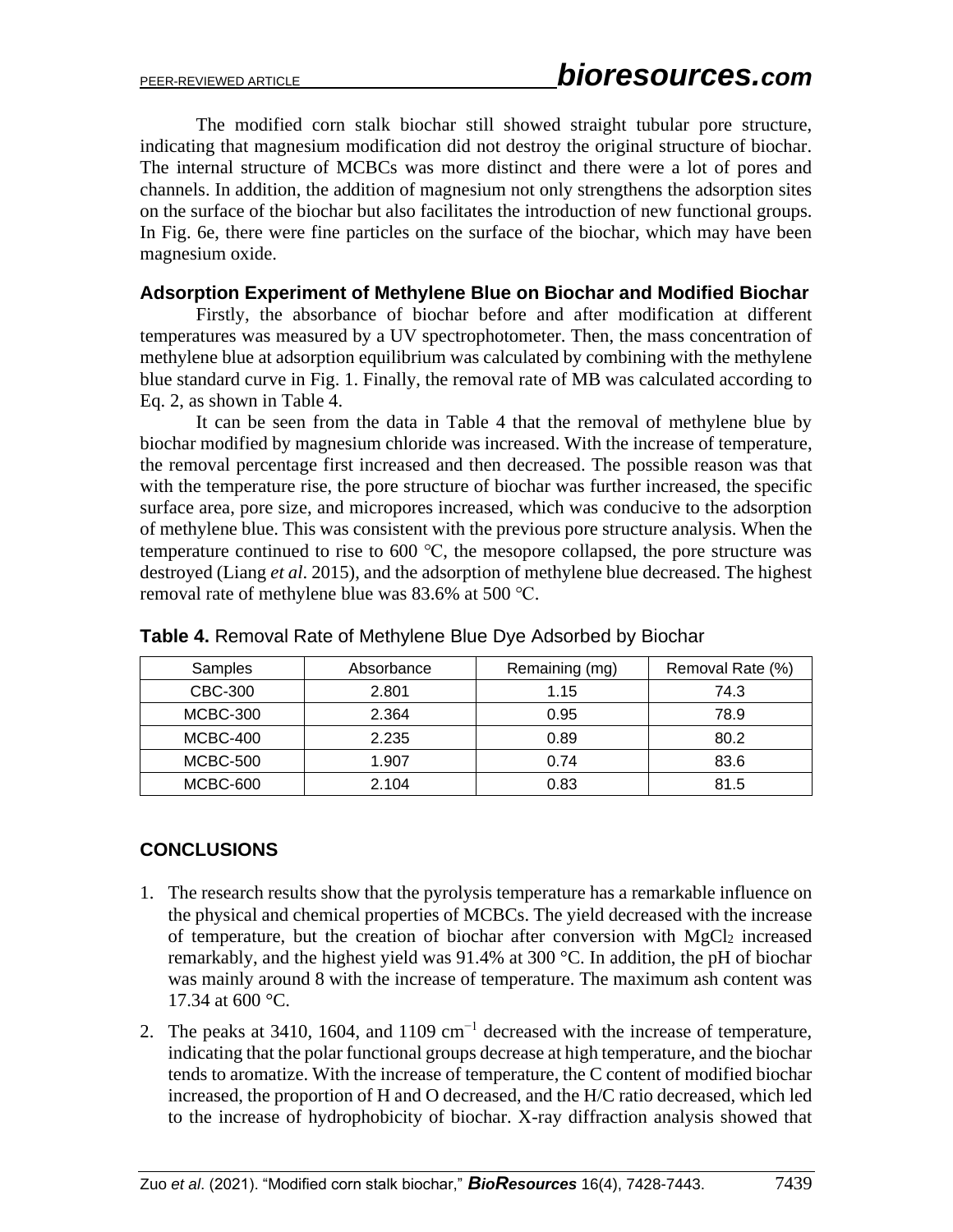The modified corn stalk biochar still showed straight tubular pore structure, indicating that magnesium modification did not destroy the original structure of biochar. The internal structure of MCBCs was more distinct and there were a lot of pores and channels. In addition, the addition of magnesium not only strengthens the adsorption sites on the surface of the biochar but also facilitates the introduction of new functional groups. In Fig. 6e, there were fine particles on the surface of the biochar, which may have been magnesium oxide.

### Adsorption Experiment of Methylene Blue on Biochar and Modified Biochar

Firstly, the absorbance of biochar before and after modification at different temperatures was measured by a UV spectrophotometer. Then, the mass concentration of methylene blue at adsorption equilibrium was calculated by combining with the methylene blue standard curve in Fig. 1. Finally, the removal rate of MB was calculated according to Eq. 2, as shown in Table 4.

It can be seen from the data in Table 4 that the removal of methylene blue by biochar modified by magnesium chloride was increased. With the increase of temperature, the removal percentage first increased and then decreased. The possible reason was that with the temperature rise, the pore structure of biochar was further increased, the specific surface area, pore size, and micropores increased, which was conducive to the adsorption of methylene blue. This was consistent with the previous pore structure analysis. When the temperature continued to rise to 600 °C, the mesopore collapsed, the pore structure was destroyed (Liang *et al*. 2015), and the adsorption of methylene blue decreased. The highest removal rate of methylene blue was 83.6% at 500 °C.

**Table 4.** Removal Rate of Methylene Blue Dye Adsorbed by Biochar

| Samples | Absorbance | Remaining (mg) | Removal Rate (%) |
|---|---|---|---|
| CBC-300 | 2.801 | 1.15 | 74.3 |
| MCBC-300 | 2.364 | 0.95 | 78.9 |
| MCBC-400 | 2.235 | 0.89 | 80.2 |
| MCBC-500 | 1.907 | 0.74 | 83.6 |
| MCBC-600 | 2.104 | 0.83 | 81.5 |

## CONCLUSIONS

1. The research results show that the pyrolysis temperature has a remarkable influence on the physical and chemical properties of MCBCs. The yield decreased with the increase of temperature, but the creation of biochar after conversion with $MgCl_2$ increased remarkably, and the highest yield was 91.4% at 300 °C. In addition, the pH of biochar was mainly around 8 with the increase of temperature. The maximum ash content was 17.34 at 600 °C.
2. The peaks at 3410, 1604, and 1109 $cm^{-1}$ decreased with the increase of temperature, indicating that the polar functional groups decrease at high temperature, and the biochar tends to aromatize. With the increase of temperature, the C content of modified biochar increased, the proportion of H and O decreased, and the H/C ratio decreased, which led to the increase of hydrophobicity of biochar. X-ray diffraction analysis showed that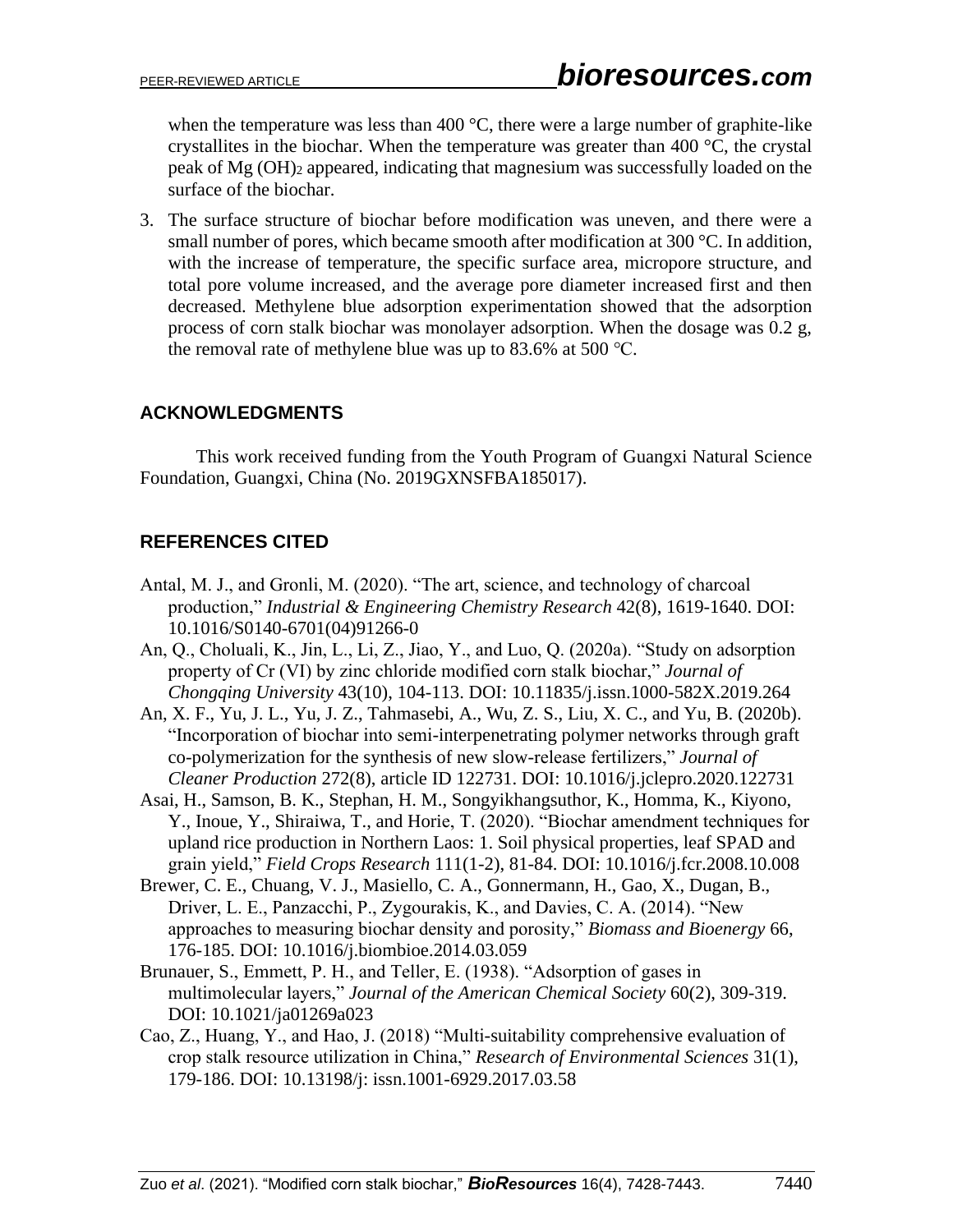when the temperature was less than 400 °C, there were a large number of graphite-like crystallites in the biochar. When the temperature was greater than 400 °C, the crystal peak of Mg $(OH)_2$ appeared, indicating that magnesium was successfully loaded on the surface of the biochar.

3. The surface structure of biochar before modification was uneven, and there were a small number of pores, which became smooth after modification at 300 °C. In addition, with the increase of temperature, the specific surface area, micropore structure, and total pore volume increased, and the average pore diameter increased first and then decreased. Methylene blue adsorption experimentation showed that the adsorption process of corn stalk biochar was monolayer adsorption. When the dosage was 0.2 g, the removal rate of methylene blue was up to 83.6% at 500 ℃.

## ACKNOWLEDGMENTS

This work received funding from the Youth Program of Guangxi Natural Science Foundation, Guangxi, China (No. 2019GXNSFBA185017).

## REFERENCES CITED

Antal, M. J., and Gronli, M. (2020). "The art, science, and technology of charcoal production," *Industrial & Engineering Chemistry Research* 42(8), 1619-1640. DOI: 10.1016/S0140-6701(04)91266-0

An, Q., Choluali, K., Jin, L., Li, Z., Jiao, Y., and Luo, Q. (2020a). "Study on adsorption property of Cr (VI) by zinc chloride modified corn stalk biochar," *Journal of Chongqing University* 43(10), 104-113. DOI: 10.11835/j.issn.1000-582X.2019.264

An, X. F., Yu, J. L., Yu, J. Z., Tahmasebi, A., Wu, Z. S., Liu, X. C., and Yu, B. (2020b). "Incorporation of biochar into semi-interpenetrating polymer networks through graft co-polymerization for the synthesis of new slow-release fertilizers," *Journal of Cleaner Production* 272(8), article ID 122731. DOI: 10.1016/j.jclepro.2020.122731

Asai, H., Samson, B. K., Stephan, H. M., Songyikhangsuthor, K., Homma, K., Kiyono, Y., Inoue, Y., Shiraiwa, T., and Horie, T. (2020). "Biochar amendment techniques for upland rice production in Northern Laos: 1. Soil physical properties, leaf SPAD and grain yield," *Field Crops Research* 111(1-2), 81-84. DOI: 10.1016/j.fcr.2008.10.008

Brewer, C. E., Chuang, V. J., Masiello, C. A., Gonnermann, H., Gao, X., Dugan, B., Driver, L. E., Panzacchi, P., Zygourakis, K., and Davies, C. A. (2014). "New approaches to measuring biochar density and porosity," *Biomass and Bioenergy* 66, 176-185. DOI: 10.1016/j.biombioe.2014.03.059

Brunauer, S., Emmett, P. H., and Teller, E. (1938). "Adsorption of gases in multimolecular layers," *Journal of the American Chemical Society* 60(2), 309-319. DOI: 10.1021/ja01269a023

Cao, Z., Huang, Y., and Hao, J. (2018) "Multi-suitability comprehensive evaluation of crop stalk resource utilization in China," *Research of Environmental Sciences* 31(1), 179-186. DOI: 10.13198/j: issn.1001-6929.2017.03.58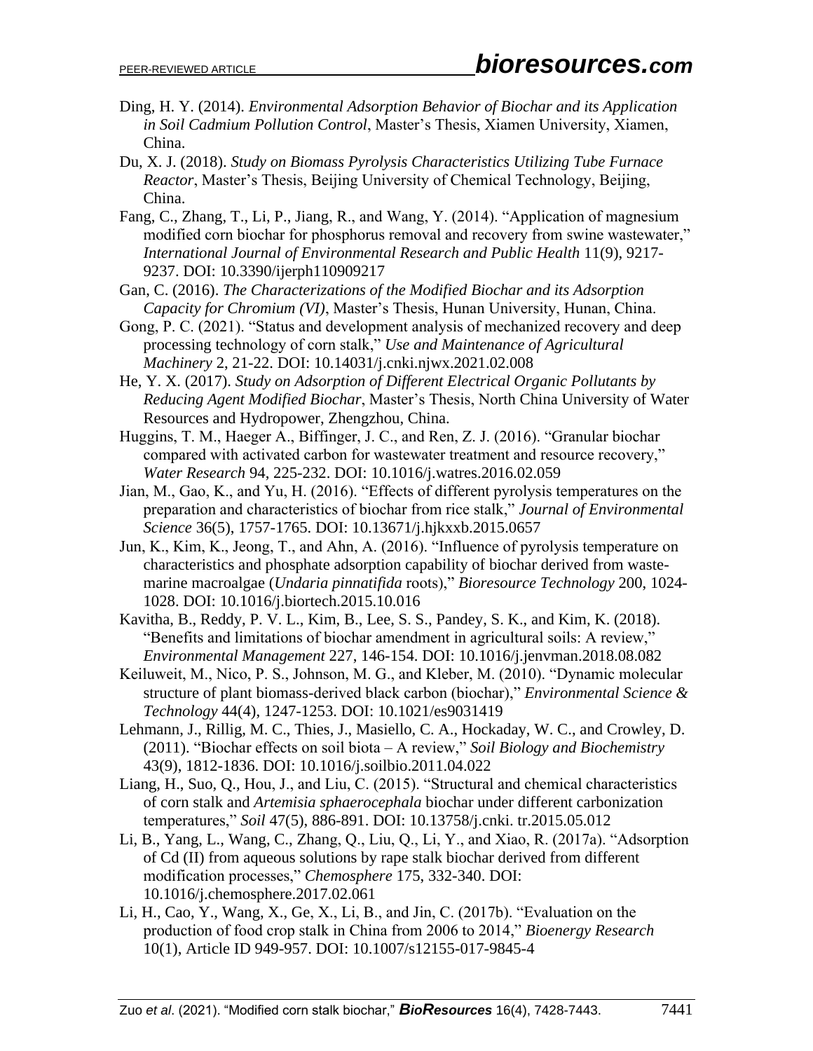Ding, H. Y. (2014). *Environmental Adsorption Behavior of Biochar and its Application in Soil Cadmium Pollution Control*, Master's Thesis, Xiamen University, Xiamen, China.

Du, X. J. (2018). *Study on Biomass Pyrolysis Characteristics Utilizing Tube Furnace Reactor*, Master's Thesis, Beijing University of Chemical Technology, Beijing, China.

Fang, C., Zhang, T., Li, P., Jiang, R., and Wang, Y. (2014). "Application of magnesium modified corn biochar for phosphorus removal and recovery from swine wastewater," *International Journal of Environmental Research and Public Health* 11(9), 9217-9237. DOI: 10.3390/ijerph110909217

Gan, C. (2016). *The Characterizations of the Modified Biochar and its Adsorption Capacity for Chromium (VI)*, Master's Thesis, Hunan University, Hunan, China.

Gong, P. C. (2021). "Status and development analysis of mechanized recovery and deep processing technology of corn stalk," *Use and Maintenance of Agricultural Machinery* 2, 21-22. DOI: 10.14031/j.cnki.njwx.2021.02.008

He, Y. X. (2017). *Study on Adsorption of Different Electrical Organic Pollutants by Reducing Agent Modified Biochar*, Master's Thesis, North China University of Water Resources and Hydropower, Zhengzhou, China.

Huggins, T. M., Haeger A., Biffinger, J. C., and Ren, Z. J. (2016). "Granular biochar compared with activated carbon for wastewater treatment and resource recovery," *Water Research* 94, 225-232. DOI: 10.1016/j.watres.2016.02.059

Jian, M., Gao, K., and Yu, H. (2016). "Effects of different pyrolysis temperatures on the preparation and characteristics of biochar from rice stalk," *Journal of Environmental Science* 36(5), 1757-1765. DOI: 10.13671/j.hjkxxb.2015.0657

Jun, K., Kim, K., Jeong, T., and Ahn, A. (2016). "Influence of pyrolysis temperature on characteristics and phosphate adsorption capability of biochar derived from waste-marine macroalgae (*Undaria pinnatifida* roots)," *Bioresource Technology* 200, 1024-1028. DOI: 10.1016/j.biortech.2015.10.016

Kavitha, B., Reddy, P. V. L., Kim, B., Lee, S. S., Pandey, S. K., and Kim, K. (2018). "Benefits and limitations of biochar amendment in agricultural soils: A review," *Environmental Management* 227, 146-154. DOI: 10.1016/j.jenvman.2018.08.082

Keiluweit, M., Nico, P. S., Johnson, M. G., and Kleber, M. (2010). "Dynamic molecular structure of plant biomass-derived black carbon (biochar)," *Environmental Science & Technology* 44(4), 1247-1253. DOI: 10.1021/es9031419

Lehmann, J., Rillig, M. C., Thies, J., Masiello, C. A., Hockaday, W. C., and Crowley, D. (2011). "Biochar effects on soil biota – A review," *Soil Biology and Biochemistry* 43(9), 1812-1836. DOI: 10.1016/j.soilbio.2011.04.022

Liang, H., Suo, Q., Hou, J., and Liu, C. (2015). "Structural and chemical characteristics of corn stalk and *Artemisia sphaerocephala* biochar under different carbonization temperatures," *Soil* 47(5), 886-891. DOI: 10.13758/j.cnki. tr.2015.05.012

Li, B., Yang, L., Wang, C., Zhang, Q., Liu, Q., Li, Y., and Xiao, R. (2017a). "Adsorption of Cd (II) from aqueous solutions by rape stalk biochar derived from different modification processes," *Chemosphere* 175, 332-340. DOI: 10.1016/j.chemosphere.2017.02.061

Li, H., Cao, Y., Wang, X., Ge, X., Li, B., and Jin, C. (2017b). "Evaluation on the production of food crop stalk in China from 2006 to 2014," *Bioenergy Research* 10(1), Article ID 949-957. DOI: 10.1007/s12155-017-9845-4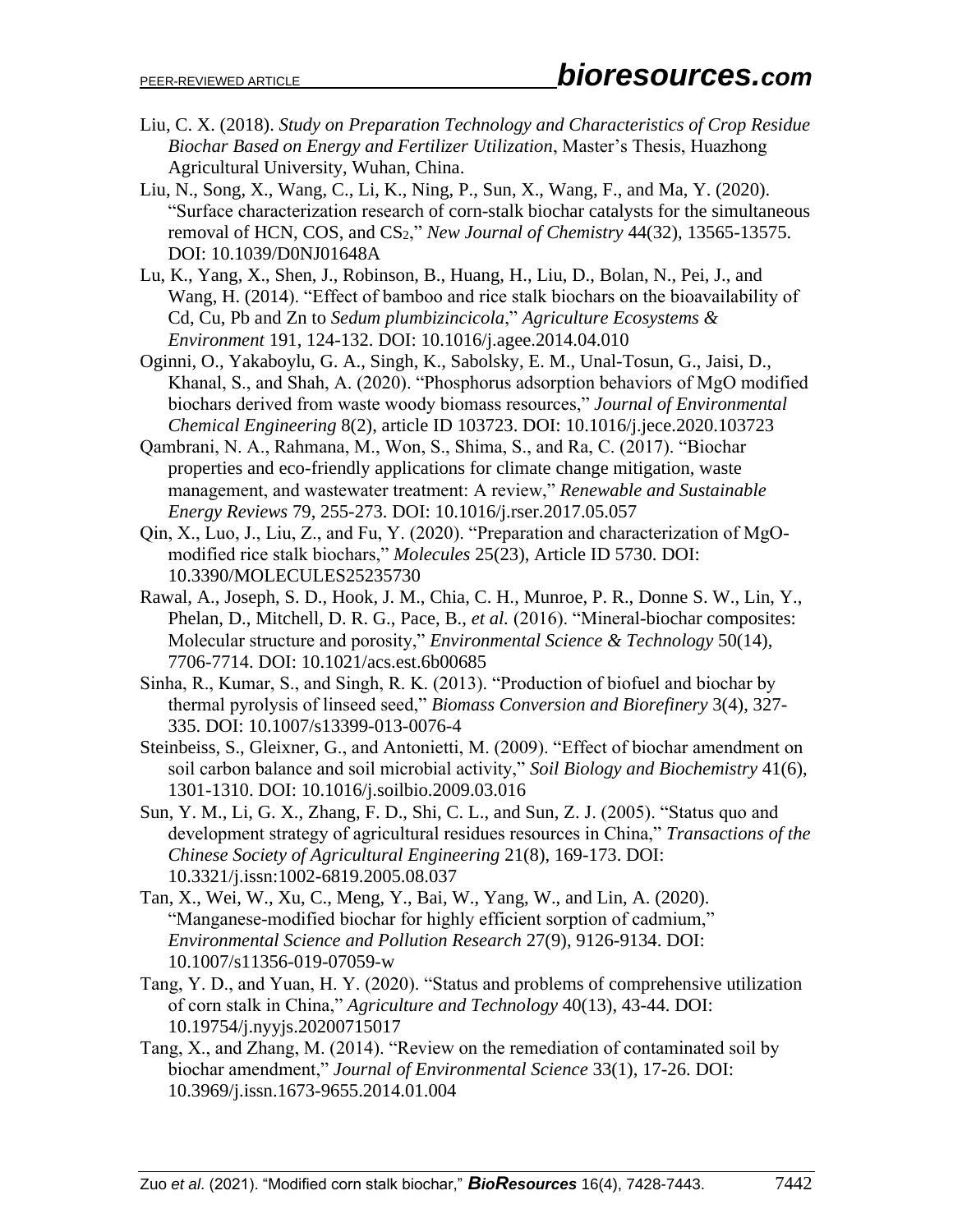Liu, C. X. (2018). *Study on Preparation Technology and Characteristics of Crop Residue Biochar Based on Energy and Fertilizer Utilization*, Master's Thesis, Huazhong Agricultural University, Wuhan, China.

Liu, N., Song, X., Wang, C., Li, K., Ning, P., Sun, X., Wang, F., and Ma, Y. (2020). "Surface characterization research of corn-stalk biochar catalysts for the simultaneous removal of HCN, COS, and $CS_2$," *New Journal of Chemistry* 44(32), 13565-13575. DOI: 10.1039/D0NJ01648A

Lu, K., Yang, X., Shen, J., Robinson, B., Huang, H., Liu, D., Bolan, N., Pei, J., and Wang, H. (2014). "Effect of bamboo and rice stalk biochars on the bioavailability of Cd, Cu, Pb and Zn to *Sedum plumbizincicola*," *Agriculture Ecosystems & Environment* 191, 124-132. DOI: 10.1016/j.agee.2014.04.010

Oginni, O., Yakaboylu, G. A., Singh, K., Sabolsky, E. M., Unal-Tosun, G., Jaisi, D., Khanal, S., and Shah, A. (2020). "Phosphorus adsorption behaviors of MgO modified biochars derived from waste woody biomass resources," *Journal of Environmental Chemical Engineering* 8(2), article ID 103723. DOI: 10.1016/j.jece.2020.103723

Qambrani, N. A., Rahmana, M., Won, S., Shima, S., and Ra, C. (2017). "Biochar properties and eco-friendly applications for climate change mitigation, waste management, and wastewater treatment: A review," *Renewable and Sustainable Energy Reviews* 79, 255-273. DOI: 10.1016/j.rser.2017.05.057

Qin, X., Luo, J., Liu, Z., and Fu, Y. (2020). "Preparation and characterization of MgO-modified rice stalk biochars," *Molecules* 25(23), Article ID 5730. DOI: 10.3390/MOLECULES25235730

Rawal, A., Joseph, S. D., Hook, J. M., Chia, C. H., Munroe, P. R., Donne S. W., Lin, Y., Phelan, D., Mitchell, D. R. G., Pace, B., *et al.* (2016). "Mineral-biochar composites: Molecular structure and porosity," *Environmental Science & Technology* 50(14), 7706-7714. DOI: 10.1021/acs.est.6b00685

Sinha, R., Kumar, S., and Singh, R. K. (2013). "Production of biofuel and biochar by thermal pyrolysis of linseed seed," *Biomass Conversion and Biorefinery* 3(4), 327-335. DOI: 10.1007/s13399-013-0076-4

Steinbeiss, S., Gleixner, G., and Antonietti, M. (2009). "Effect of biochar amendment on soil carbon balance and soil microbial activity," *Soil Biology and Biochemistry* 41(6), 1301-1310. DOI: 10.1016/j.soilbio.2009.03.016

Sun, Y. M., Li, G. X., Zhang, F. D., Shi, C. L., and Sun, Z. J. (2005). "Status quo and development strategy of agricultural residues resources in China," *Transactions of the Chinese Society of Agricultural Engineering* 21(8), 169-173. DOI: 10.3321/j.issn:1002-6819.2005.08.037

Tan, X., Wei, W., Xu, C., Meng, Y., Bai, W., Yang, W., and Lin, A. (2020). "Manganese-modified biochar for highly efficient sorption of cadmium," *Environmental Science and Pollution Research* 27(9), 9126-9134. DOI: 10.1007/s11356-019-07059-w

Tang, Y. D., and Yuan, H. Y. (2020). "Status and problems of comprehensive utilization of corn stalk in China," *Agriculture and Technology* 40(13), 43-44. DOI: 10.19754/j.nyyjs.20200715017

Tang, X., and Zhang, M. (2014). "Review on the remediation of contaminated soil by biochar amendment," *Journal of Environmental Science* 33(1), 17-26. DOI: 10.3969/j.issn.1673-9655.2014.01.004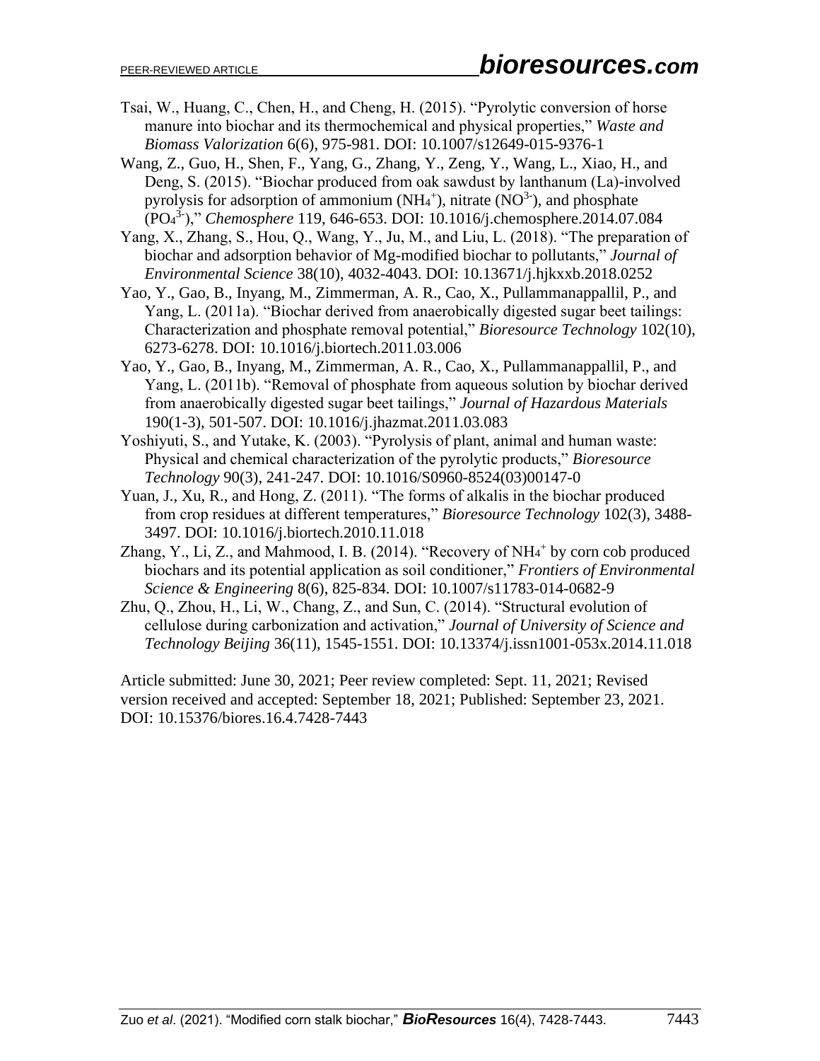Tsai, W., Huang, C., Chen, H., and Cheng, H. (2015). "Pyrolytic conversion of horse manure into biochar and its thermochemical and physical properties," *Waste and Biomass Valorization* 6(6), 975-981. DOI: 10.1007/s12649-015-9376-1

Wang, Z., Guo, H., Shen, F., Yang, G., Zhang, Y., Zeng, Y., Wang, L., Xiao, H., and Deng, S. (2015). "Biochar produced from oak sawdust by lanthanum (La)-involved pyrolysis for adsorption of ammonium ($NH_4^+$), nitrate ($NO^{3-}$), and phosphate ($PO_4^{3-}$)," *Chemosphere* 119, 646-653. DOI: 10.1016/j.chemosphere.2014.07.084

Yang, X., Zhang, S., Hou, Q., Wang, Y., Ju, M., and Liu, L. (2018). "The preparation of biochar and adsorption behavior of Mg-modified biochar to pollutants," *Journal of Environmental Science* 38(10), 4032-4043. DOI: 10.13671/j.hjkxxb.2018.0252

Yao, Y., Gao, B., Inyang, M., Zimmerman, A. R., Cao, X., Pullammanappallil, P., and Yang, L. (2011a). "Biochar derived from anaerobically digested sugar beet tailings: Characterization and phosphate removal potential," *Bioresource Technology* 102(10), 6273-6278. DOI: 10.1016/j.biortech.2011.03.006

Yao, Y., Gao, B., Inyang, M., Zimmerman, A. R., Cao, X., Pullammanappallil, P., and Yang, L. (2011b). "Removal of phosphate from aqueous solution by biochar derived from anaerobically digested sugar beet tailings," *Journal of Hazardous Materials* 190(1-3), 501-507. DOI: 10.1016/j.jhazmat.2011.03.083

Yoshiyuti, S., and Yutake, K. (2003). "Pyrolysis of plant, animal and human waste: Physical and chemical characterization of the pyrolytic products," *Bioresource Technology* 90(3), 241-247. DOI: 10.1016/S0960-8524(03)00147-0

Yuan, J., Xu, R., and Hong, Z. (2011). "The forms of alkalis in the biochar produced from crop residues at different temperatures," *Bioresource Technology* 102(3), 3488-3497. DOI: 10.1016/j.biortech.2010.11.018

Zhang, Y., Li, Z., and Mahmood, I. B. (2014). "Recovery of $NH_4^+$ by corn cob produced biochars and its potential application as soil conditioner," *Frontiers of Environmental Science & Engineering* 8(6), 825-834. DOI: 10.1007/s11783-014-0682-9

Zhu, Q., Zhou, H., Li, W., Chang, Z., and Sun, C. (2014). "Structural evolution of cellulose during carbonization and activation," *Journal of University of Science and Technology Beijing* 36(11), 1545-1551. DOI: 10.13374/j.issn1001-053x.2014.11.018

Article submitted: June 30, 2021; Peer review completed: Sept. 11, 2021; Revised version received and accepted: September 18, 2021; Published: September 23, 2021. DOI: 10.15376/biores.16.4.7428-7443